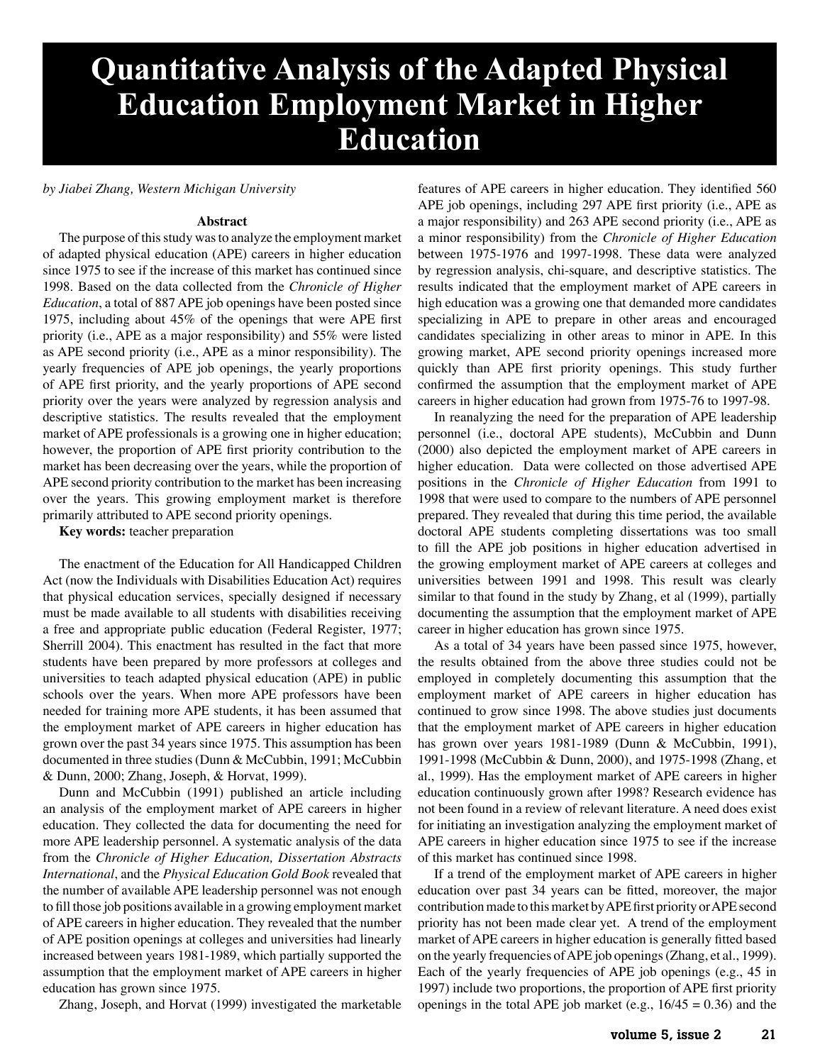# Quantitative Analysis of the Adapted Physical Education Employment Market in Higher Education

*by Jiabei Zhang, Western Michigan University*

**Abstract**

The purpose of this study was to analyze the employment market of adapted physical education (APE) careers in higher education since 1975 to see if the increase of this market has continued since 1998. Based on the data collected from the *Chronicle of Higher Education*, a total of 887 APE job openings have been posted since 1975, including about 45% of the openings that were APE first priority (i.e., APE as a major responsibility) and 55% were listed as APE second priority (i.e., APE as a minor responsibility). The yearly frequencies of APE job openings, the yearly proportions of APE first priority, and the yearly proportions of APE second priority over the years were analyzed by regression analysis and descriptive statistics. The results revealed that the employment market of APE professionals is a growing one in higher education; however, the proportion of APE first priority contribution to the market has been decreasing over the years, while the proportion of APE second priority contribution to the market has been increasing over the years. This growing employment market is therefore primarily attributed to APE second priority openings.

**Key words:** teacher preparation

The enactment of the Education for All Handicapped Children Act (now the Individuals with Disabilities Education Act) requires that physical education services, specially designed if necessary must be made available to all students with disabilities receiving a free and appropriate public education (Federal Register, 1977; Sherrill 2004). This enactment has resulted in the fact that more students have been prepared by more professors at colleges and universities to teach adapted physical education (APE) in public schools over the years. When more APE professors have been needed for training more APE students, it has been assumed that the employment market of APE careers in higher education has grown over the past 34 years since 1975. This assumption has been documented in three studies (Dunn & McCubbin, 1991; McCubbin & Dunn, 2000; Zhang, Joseph, & Horvat, 1999).

Dunn and McCubbin (1991) published an article including an analysis of the employment market of APE careers in higher education. They collected the data for documenting the need for more APE leadership personnel. A systematic analysis of the data from the *Chronicle of Higher Education, Dissertation Abstracts International*, and the *Physical Education Gold Book* revealed that the number of available APE leadership personnel was not enough to fill those job positions available in a growing employment market of APE careers in higher education. They revealed that the number of APE position openings at colleges and universities had linearly increased between years 1981-1989, which partially supported the assumption that the employment market of APE careers in higher education has grown since 1975.

Zhang, Joseph, and Horvat (1999) investigated the marketable features of APE careers in higher education. They identified 560 APE job openings, including 297 APE first priority (i.e., APE as a major responsibility) and 263 APE second priority (i.e., APE as a minor responsibility) from the *Chronicle of Higher Education* between 1975-1976 and 1997-1998. These data were analyzed by regression analysis, chi-square, and descriptive statistics. The results indicated that the employment market of APE careers in high education was a growing one that demanded more candidates specializing in APE to prepare in other areas and encouraged candidates specializing in other areas to minor in APE. In this growing market, APE second priority openings increased more quickly than APE first priority openings. This study further confirmed the assumption that the employment market of APE careers in higher education had grown from 1975-76 to 1997-98.

In reanalyzing the need for the preparation of APE leadership personnel (i.e., doctoral APE students), McCubbin and Dunn (2000) also depicted the employment market of APE careers in higher education. Data were collected on those advertised APE positions in the *Chronicle of Higher Education* from 1991 to 1998 that were used to compare to the numbers of APE personnel prepared. They revealed that during this time period, the available doctoral APE students completing dissertations was too small to fill the APE job positions in higher education advertised in the growing employment market of APE careers at colleges and universities between 1991 and 1998. This result was clearly similar to that found in the study by Zhang, et al (1999), partially documenting the assumption that the employment market of APE career in higher education has grown since 1975.

As a total of 34 years have been passed since 1975, however, the results obtained from the above three studies could not be employed in completely documenting this assumption that the employment market of APE careers in higher education has continued to grow since 1998. The above studies just documents that the employment market of APE careers in higher education has grown over years 1981-1989 (Dunn & McCubbin, 1991), 1991-1998 (McCubbin & Dunn, 2000), and 1975-1998 (Zhang, et al., 1999). Has the employment market of APE careers in higher education continuously grown after 1998? Research evidence has not been found in a review of relevant literature. A need does exist for initiating an investigation analyzing the employment market of APE careers in higher education since 1975 to see if the increase of this market has continued since 1998.

If a trend of the employment market of APE careers in higher education over past 34 years can be fitted, moreover, the major contribution made to this market by APE first priority or APE second priority has not been made clear yet. A trend of the employment market of APE careers in higher education is generally fitted based on the yearly frequencies of APE job openings (Zhang, et al., 1999). Each of the yearly frequencies of APE job openings (e.g., 45 in 1997) include two proportions, the proportion of APE first priority openings in the total APE job market (e.g., 16/45 = 0.36) and the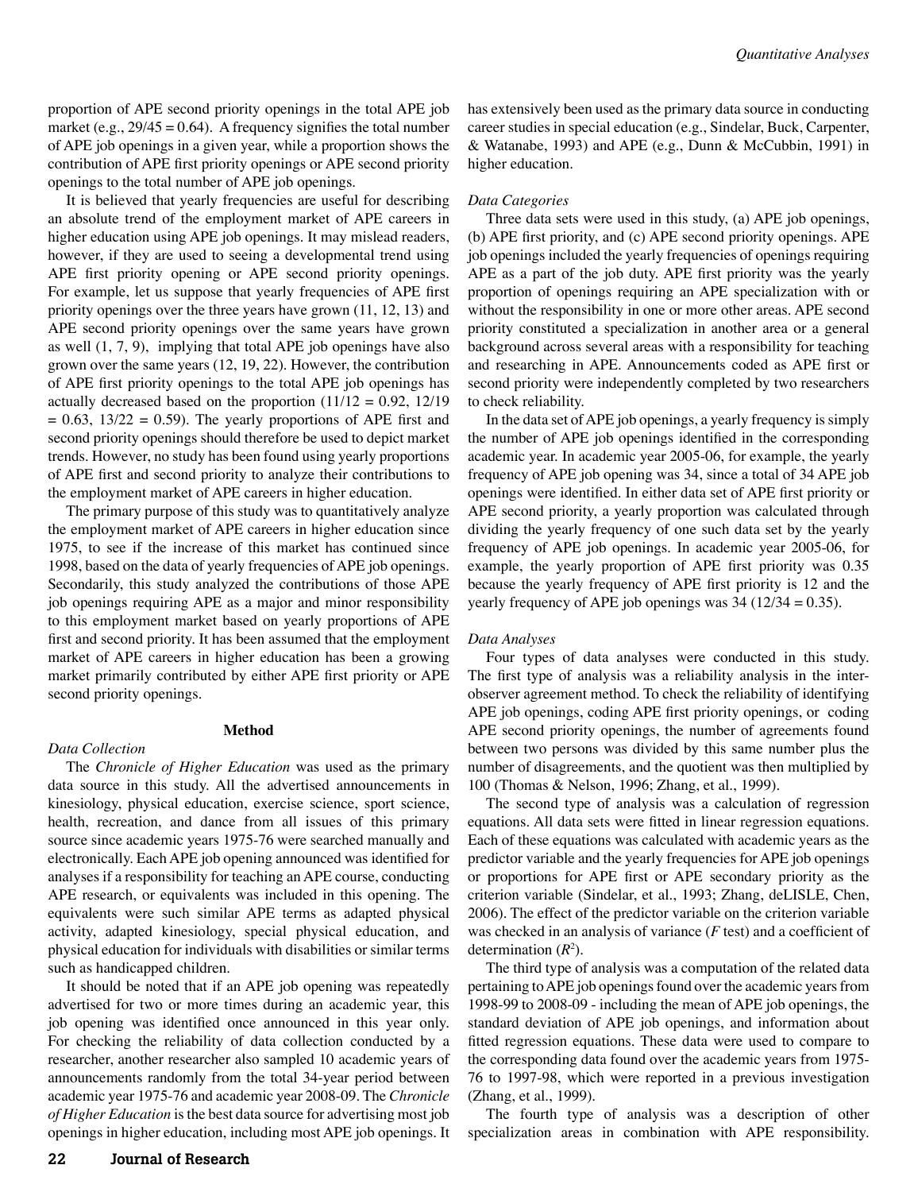proportion of APE second priority openings in the total APE job market (e.g., 29/45 = 0.64). A frequency signifies the total number of APE job openings in a given year, while a proportion shows the contribution of APE first priority openings or APE second priority openings to the total number of APE job openings.

It is believed that yearly frequencies are useful for describing an absolute trend of the employment market of APE careers in higher education using APE job openings. It may mislead readers, however, if they are used to seeing a developmental trend using APE first priority opening or APE second priority openings. For example, let us suppose that yearly frequencies of APE first priority openings over the three years have grown (11, 12, 13) and APE second priority openings over the same years have grown as well (1, 7, 9), implying that total APE job openings have also grown over the same years (12, 19, 22). However, the contribution of APE first priority openings to the total APE job openings has actually decreased based on the proportion (11/12 = 0.92, 12/19 = 0.63, 13/22 = 0.59). The yearly proportions of APE first and second priority openings should therefore be used to depict market trends. However, no study has been found using yearly proportions of APE first and second priority to analyze their contributions to the employment market of APE careers in higher education.

The primary purpose of this study was to quantitatively analyze the employment market of APE careers in higher education since 1975, to see if the increase of this market has continued since 1998, based on the data of yearly frequencies of APE job openings. Secondarily, this study analyzed the contributions of those APE job openings requiring APE as a major and minor responsibility to this employment market based on yearly proportions of APE first and second priority. It has been assumed that the employment market of APE careers in higher education has been a growing market primarily contributed by either APE first priority or APE second priority openings.

## Method

*Data Collection*

The *Chronicle of Higher Education* was used as the primary data source in this study. All the advertised announcements in kinesiology, physical education, exercise science, sport science, health, recreation, and dance from all issues of this primary source since academic years 1975-76 were searched manually and electronically. Each APE job opening announced was identified for analyses if a responsibility for teaching an APE course, conducting APE research, or equivalents was included in this opening. The equivalents were such similar APE terms as adapted physical activity, adapted kinesiology, special physical education, and physical education for individuals with disabilities or similar terms such as handicapped children.

It should be noted that if an APE job opening was repeatedly advertised for two or more times during an academic year, this job opening was identified once announced in this year only. For checking the reliability of data collection conducted by a researcher, another researcher also sampled 10 academic years of announcements randomly from the total 34-year period between academic year 1975-76 and academic year 2008-09. The *Chronicle of Higher Education* is the best data source for advertising most job openings in higher education, including most APE job openings. It has extensively been used as the primary data source in conducting career studies in special education (e.g., Sindelar, Buck, Carpenter, & Watanabe, 1993) and APE (e.g., Dunn & McCubbin, 1991) in higher education.

*Data Categories*

Three data sets were used in this study, (a) APE job openings, (b) APE first priority, and (c) APE second priority openings. APE job openings included the yearly frequencies of openings requiring APE as a part of the job duty. APE first priority was the yearly proportion of openings requiring an APE specialization with or without the responsibility in one or more other areas. APE second priority constituted a specialization in another area or a general background across several areas with a responsibility for teaching and researching in APE. Announcements coded as APE first or second priority were independently completed by two researchers to check reliability.

In the data set of APE job openings, a yearly frequency is simply the number of APE job openings identified in the corresponding academic year. In academic year 2005-06, for example, the yearly frequency of APE job opening was 34, since a total of 34 APE job openings were identified. In either data set of APE first priority or APE second priority, a yearly proportion was calculated through dividing the yearly frequency of one such data set by the yearly frequency of APE job openings. In academic year 2005-06, for example, the yearly proportion of APE first priority was 0.35 because the yearly frequency of APE first priority is 12 and the yearly frequency of APE job openings was 34 (12/34 = 0.35).

*Data Analyses*

Four types of data analyses were conducted in this study. The first type of analysis was a reliability analysis in the inter-observer agreement method. To check the reliability of identifying APE job openings, coding APE first priority openings, or coding APE second priority openings, the number of agreements found between two persons was divided by this same number plus the number of disagreements, and the quotient was then multiplied by 100 (Thomas & Nelson, 1996; Zhang, et al., 1999).

The second type of analysis was a calculation of regression equations. All data sets were fitted in linear regression equations. Each of these equations was calculated with academic years as the predictor variable and the yearly frequencies for APE job openings or proportions for APE first or APE secondary priority as the criterion variable (Sindelar, et al., 1993; Zhang, deLISLE, Chen, 2006). The effect of the predictor variable on the criterion variable was checked in an analysis of variance (*F* test) and a coefficient of determination ($R^2$).

The third type of analysis was a computation of the related data pertaining to APE job openings found over the academic years from 1998-99 to 2008-09 - including the mean of APE job openings, the standard deviation of APE job openings, and information about fitted regression equations. These data were used to compare to the corresponding data found over the academic years from 1975-76 to 1997-98, which were reported in a previous investigation (Zhang, et al., 1999).

The fourth type of analysis was a description of other specialization areas in combination with APE responsibility.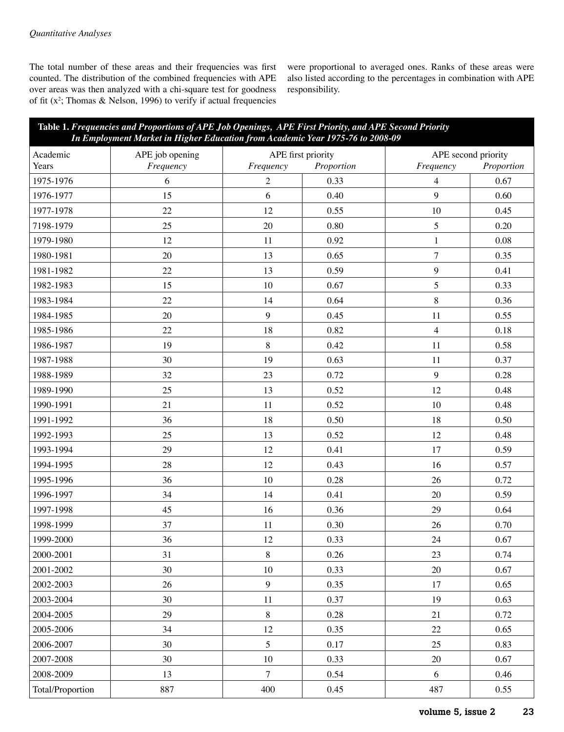*Quantitative Analyses*

The total number of these areas and their frequencies was first counted. The distribution of the combined frequencies with APE over areas was then analyzed with a chi-square test for goodness of fit ($x^2$; Thomas & Nelson, 1996) to verify if actual frequencies were proportional to averaged ones. Ranks of these areas were also listed according to the percentages in combination with APE responsibility.

**Table 1.** ***Frequencies and Proportions of APE Job Openings, APE First Priority, and APE Second Priority In Employment Market in Higher Education from Academic Year 1975-76 to 2008-09***

| Academic | APE job opening | APE first priority | | APE second priority | |
|---|---|---|---|---|---|
| Years | *Frequency* | *Frequency* | *Proportion* | *Frequency* | *Proportion* |
| 1975-1976 | 6 | 2 | 0.33 | 4 | 0.67 |
| 1976-1977 | 15 | 6 | 0.40 | 9 | 0.60 |
| 1977-1978 | 22 | 12 | 0.55 | 10 | 0.45 |
| 7198-1979 | 25 | 20 | 0.80 | 5 | 0.20 |
| 1979-1980 | 12 | 11 | 0.92 | 1 | 0.08 |
| 1980-1981 | 20 | 13 | 0.65 | 7 | 0.35 |
| 1981-1982 | 22 | 13 | 0.59 | 9 | 0.41 |
| 1982-1983 | 15 | 10 | 0.67 | 5 | 0.33 |
| 1983-1984 | 22 | 14 | 0.64 | 8 | 0.36 |
| 1984-1985 | 20 | 9 | 0.45 | 11 | 0.55 |
| 1985-1986 | 22 | 18 | 0.82 | 4 | 0.18 |
| 1986-1987 | 19 | 8 | 0.42 | 11 | 0.58 |
| 1987-1988 | 30 | 19 | 0.63 | 11 | 0.37 |
| 1988-1989 | 32 | 23 | 0.72 | 9 | 0.28 |
| 1989-1990 | 25 | 13 | 0.52 | 12 | 0.48 |
| 1990-1991 | 21 | 11 | 0.52 | 10 | 0.48 |
| 1991-1992 | 36 | 18 | 0.50 | 18 | 0.50 |
| 1992-1993 | 25 | 13 | 0.52 | 12 | 0.48 |
| 1993-1994 | 29 | 12 | 0.41 | 17 | 0.59 |
| 1994-1995 | 28 | 12 | 0.43 | 16 | 0.57 |
| 1995-1996 | 36 | 10 | 0.28 | 26 | 0.72 |
| 1996-1997 | 34 | 14 | 0.41 | 20 | 0.59 |
| 1997-1998 | 45 | 16 | 0.36 | 29 | 0.64 |
| 1998-1999 | 37 | 11 | 0.30 | 26 | 0.70 |
| 1999-2000 | 36 | 12 | 0.33 | 24 | 0.67 |
| 2000-2001 | 31 | 8 | 0.26 | 23 | 0.74 |
| 2001-2002 | 30 | 10 | 0.33 | 20 | 0.67 |
| 2002-2003 | 26 | 9 | 0.35 | 17 | 0.65 |
| 2003-2004 | 30 | 11 | 0.37 | 19 | 0.63 |
| 2004-2005 | 29 | 8 | 0.28 | 21 | 0.72 |
| 2005-2006 | 34 | 12 | 0.35 | 22 | 0.65 |
| 2006-2007 | 30 | 5 | 0.17 | 25 | 0.83 |
| 2007-2008 | 30 | 10 | 0.33 | 20 | 0.67 |
| 2008-2009 | 13 | 7 | 0.54 | 6 | 0.46 |
| Total/Proportion | 887 | 400 | 0.45 | 487 | 0.55 |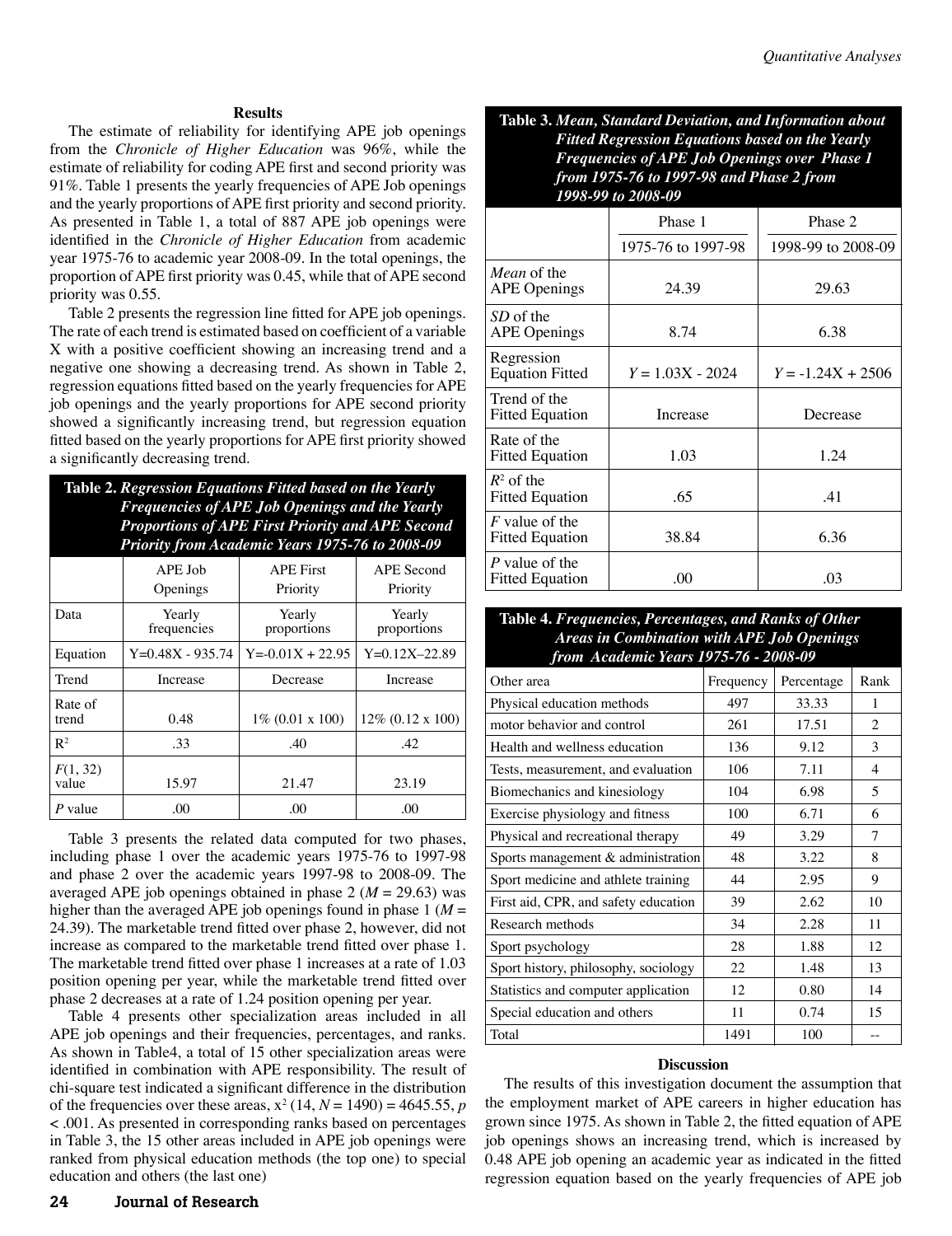## Results

The estimate of reliability for identifying APE job openings from the *Chronicle of Higher Education* was 96%, while the estimate of reliability for coding APE first and second priority was 91%. Table 1 presents the yearly frequencies of APE Job openings and the yearly proportions of APE first priority and second priority. As presented in Table 1, a total of 887 APE job openings were identified in the *Chronicle of Higher Education* from academic year 1975-76 to academic year 2008-09. In the total openings, the proportion of APE first priority was 0.45, while that of APE second priority was 0.55.

Table 2 presents the regression line fitted for APE job openings. The rate of each trend is estimated based on coefficient of a variable X with a positive coefficient showing an increasing trend and a negative one showing a decreasing trend. As shown in Table 2, regression equations fitted based on the yearly frequencies for APE job openings and the yearly proportions for APE second priority showed a significantly increasing trend, but regression equation fitted based on the yearly proportions for APE first priority showed a significantly decreasing trend.

**Table 2.** ***Regression Equations Fitted based on the Yearly Frequencies of APE Job Openings and the Yearly Proportions of APE First Priority and APE Second Priority from Academic Years 1975-76 to 2008-09***

| | APE Job Openings | APE First Priority | APE Second Priority |
|---|---|---|---|
| Data | Yearly frequencies | Yearly proportions | Yearly proportions |
| Equation | Y=0.48X - 935.74 | Y=-0.01X + 22.95 | Y=0.12X–22.89 |
| Trend | Increase | Decrease | Increase |
| Rate of trend | 0.48 | 1% (0.01 x 100) | 12% (0.12 x 100) |
| $R^2$ | .33 | .40 | .42 |
| $F(1, 32)$ value | 15.97 | 21.47 | 23.19 |
| *P* value | .00 | .00 | .00 |

Table 3 presents the related data computed for two phases, including phase 1 over the academic years 1975-76 to 1997-98 and phase 2 over the academic years 1997-98 to 2008-09. The averaged APE job openings obtained in phase 2 ($M$ = 29.63) was higher than the averaged APE job openings found in phase 1 ($M$ = 24.39). The marketable trend fitted over phase 2, however, did not increase as compared to the marketable trend fitted over phase 1. The marketable trend fitted over phase 1 increases at a rate of 1.03 position opening per year, while the marketable trend fitted over phase 2 decreases at a rate of 1.24 position opening per year.

Table 4 presents other specialization areas included in all APE job openings and their frequencies, percentages, and ranks. As shown in Table4, a total of 15 other specialization areas were identified in combination with APE responsibility. The result of chi-square test indicated a significant difference in the distribution of the frequencies over these areas, $x^2$ (14, $N$ = 1490) = 4645.55, $p$ < .001. As presented in corresponding ranks based on percentages in Table 3, the 15 other areas included in APE job openings were ranked from physical education methods (the top one) to special education and others (the last one)

**Table 3.** ***Mean, Standard Deviation, and Information about Fitted Regression Equations based on the Yearly Frequencies of APE Job Openings over Phase 1 from 1975-76 to 1997-98 and Phase 2 from 1998-99 to 2008-09***

| | Phase 1 | Phase 2 |
|---|---|---|
| | 1975-76 to 1997-98 | 1998-99 to 2008-09 |
| *Mean* of the APE Openings | 24.39 | 29.63 |
| *SD* of the APE Openings | 8.74 | 6.38 |
| Regression Equation Fitted | $Y$ = 1.03X - 2024 | $Y$ = -1.24X + 2506 |
| Trend of the Fitted Equation | Increase | Decrease |
| Rate of the Fitted Equation | 1.03 | 1.24 |
| $R^2$ of the Fitted Equation | .65 | .41 |
| *F* value of the Fitted Equation | 38.84 | 6.36 |
| *P* value of the Fitted Equation | .00 | .03 |

**Table 4.** ***Frequencies, Percentages, and Ranks of Other Areas in Combination with APE Job Openings from Academic Years 1975-76 - 2008-09***

| Other area | Frequency | Percentage | Rank |
|---|---|---|---|
| Physical education methods | 497 | 33.33 | 1 |
| motor behavior and control | 261 | 17.51 | 2 |
| Health and wellness education | 136 | 9.12 | 3 |
| Tests, measurement, and evaluation | 106 | 7.11 | 4 |
| Biomechanics and kinesiology | 104 | 6.98 | 5 |
| Exercise physiology and fitness | 100 | 6.71 | 6 |
| Physical and recreational therapy | 49 | 3.29 | 7 |
| Sports management & administration | 48 | 3.22 | 8 |
| Sport medicine and athlete training | 44 | 2.95 | 9 |
| First aid, CPR, and safety education | 39 | 2.62 | 10 |
| Research methods | 34 | 2.28 | 11 |
| Sport psychology | 28 | 1.88 | 12 |
| Sport history, philosophy, sociology | 22 | 1.48 | 13 |
| Statistics and computer application | 12 | 0.80 | 14 |
| Special education and others | 11 | 0.74 | 15 |
| Total | 1491 | 100 | -- |

## Discussion

The results of this investigation document the assumption that the employment market of APE careers in higher education has grown since 1975. As shown in Table 2, the fitted equation of APE job openings shows an increasing trend, which is increased by 0.48 APE job opening an academic year as indicated in the fitted regression equation based on the yearly frequencies of APE job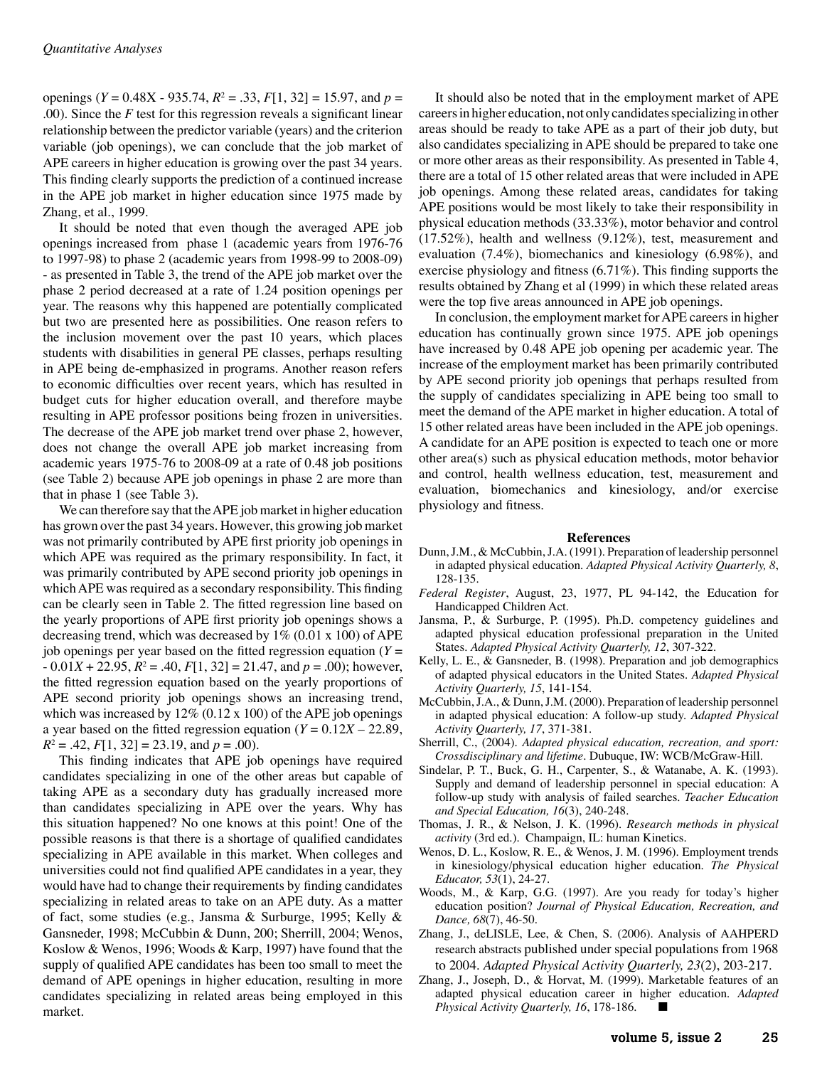openings ($Y = 0.48X - 935.74$, $R^2 = .33$, $F[1, 32] = 15.97$, and $p = .00$). Since the $F$ test for this regression reveals a significant linear relationship between the predictor variable (years) and the criterion variable (job openings), we can conclude that the job market of APE careers in higher education is growing over the past 34 years. This finding clearly supports the prediction of a continued increase in the APE job market in higher education since 1975 made by Zhang, et al., 1999.

It should be noted that even though the averaged APE job openings increased from phase 1 (academic years from 1976-76 to 1997-98) to phase 2 (academic years from 1998-99 to 2008-09) - as presented in Table 3, the trend of the APE job market over the phase 2 period decreased at a rate of 1.24 position openings per year. The reasons why this happened are potentially complicated but two are presented here as possibilities. One reason refers to the inclusion movement over the past 10 years, which places students with disabilities in general PE classes, perhaps resulting in APE being de-emphasized in programs. Another reason refers to economic difficulties over recent years, which has resulted in budget cuts for higher education overall, and therefore maybe resulting in APE professor positions being frozen in universities. The decrease of the APE job market trend over phase 2, however, does not change the overall APE job market increasing from academic years 1975-76 to 2008-09 at a rate of 0.48 job positions (see Table 2) because APE job openings in phase 2 are more than that in phase 1 (see Table 3).

We can therefore say that the APE job market in higher education has grown over the past 34 years. However, this growing job market was not primarily contributed by APE first priority job openings in which APE was required as the primary responsibility. In fact, it was primarily contributed by APE second priority job openings in which APE was required as a secondary responsibility. This finding can be clearly seen in Table 2. The fitted regression line based on the yearly proportions of APE first priority job openings shows a decreasing trend, which was decreased by 1% (0.01 x 100) of APE job openings per year based on the fitted regression equation ($Y = -0.01X + 22.95$, $R^2 = .40$, $F[1, 32] = 21.47$, and $p = .00$); however, the fitted regression equation based on the yearly proportions of APE second priority job openings shows an increasing trend, which was increased by 12% (0.12 x 100) of the APE job openings a year based on the fitted regression equation ($Y = 0.12X - 22.89$, $R^2 = .42$, $F[1, 32] = 23.19$, and $p = .00$).

This finding indicates that APE job openings have required candidates specializing in one of the other areas but capable of taking APE as a secondary duty has gradually increased more than candidates specializing in APE over the years. Why has this situation happened? No one knows at this point! One of the possible reasons is that there is a shortage of qualified candidates specializing in APE available in this market. When colleges and universities could not find qualified APE candidates in a year, they would have had to change their requirements by finding candidates specializing in related areas to take on an APE duty. As a matter of fact, some studies (e.g., Jansma & Surburge, 1995; Kelly & Gansneder, 1998; McCubbin & Dunn, 200; Sherrill, 2004; Wenos, Koslow & Wenos, 1996; Woods & Karp, 1997) have found that the supply of qualified APE candidates has been too small to meet the demand of APE openings in higher education, resulting in more candidates specializing in related areas being employed in this market.

It should also be noted that in the employment market of APE careers in higher education, not only candidates specializing in other areas should be ready to take APE as a part of their job duty, but also candidates specializing in APE should be prepared to take one or more other areas as their responsibility. As presented in Table 4, there are a total of 15 other related areas that were included in APE job openings. Among these related areas, candidates for taking APE positions would be most likely to take their responsibility in physical education methods (33.33%), motor behavior and control (17.52%), health and wellness (9.12%), test, measurement and evaluation (7.4%), biomechanics and kinesiology (6.98%), and exercise physiology and fitness (6.71%). This finding supports the results obtained by Zhang et al (1999) in which these related areas were the top five areas announced in APE job openings.

In conclusion, the employment market for APE careers in higher education has continually grown since 1975. APE job openings have increased by 0.48 APE job opening per academic year. The increase of the employment market has been primarily contributed by APE second priority job openings that perhaps resulted from the supply of candidates specializing in APE being too small to meet the demand of the APE market in higher education. A total of 15 other related areas have been included in the APE job openings. A candidate for an APE position is expected to teach one or more other area(s) such as physical education methods, motor behavior and control, health wellness education, test, measurement and evaluation, biomechanics and kinesiology, and/or exercise physiology and fitness.

## References

Dunn, J.M., & McCubbin, J.A. (1991). Preparation of leadership personnel in adapted physical education. *Adapted Physical Activity Quarterly, 8*, 128-135.

*Federal Register*, August, 23, 1977, PL 94-142, the Education for Handicapped Children Act.

Jansma, P., & Surburge, P. (1995). Ph.D. competency guidelines and adapted physical education professional preparation in the United States. *Adapted Physical Activity Quarterly, 12*, 307-322.

Kelly, L. E., & Gansneder, B. (1998). Preparation and job demographics of adapted physical educators in the United States. *Adapted Physical Activity Quarterly, 15*, 141-154.

McCubbin, J.A., & Dunn, J.M. (2000). Preparation of leadership personnel in adapted physical education: A follow-up study. *Adapted Physical Activity Quarterly, 17*, 371-381.

Sherrill, C., (2004). *Adapted physical education, recreation, and sport: Crossdisciplinary and lifetime*. Dubuque, IW: WCB/McGraw-Hill.

Sindelar, P. T., Buck, G. H., Carpenter, S., & Watanabe, A. K. (1993). Supply and demand of leadership personnel in special education: A follow-up study with analysis of failed searches. *Teacher Education and Special Education, 16*(3), 240-248.

Thomas, J. R., & Nelson, J. K. (1996). *Research methods in physical activity* (3rd ed.). Champaign, IL: human Kinetics.

Wenos, D. L., Koslow, R. E., & Wenos, J. M. (1996). Employment trends in kinesiology/physical education higher education. *The Physical Educator, 53*(1), 24-27.

Woods, M., & Karp, G.G. (1997). Are you ready for today's higher education position? *Journal of Physical Education, Recreation, and Dance, 68*(7), 46-50.

Zhang, J., deLISLE, Lee, & Chen, S. (2006). Analysis of AAHPERD research abstracts published under special populations from 1968 to 2004. *Adapted Physical Activity Quarterly, 23*(2), 203-217.

Zhang, J., Joseph, D., & Horvat, M. (1999). Marketable features of an adapted physical education career in higher education. *Adapted Physical Activity Quarterly, 16*, 178-186.